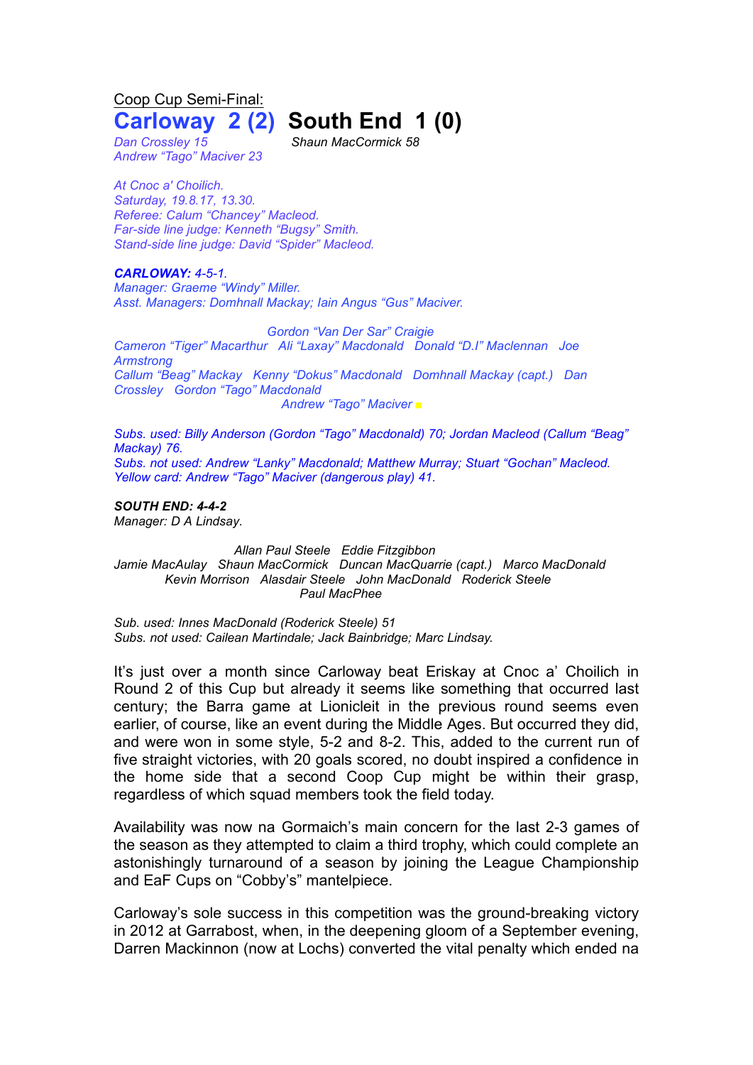Coop Cup Semi-Final:

# Carloway 2 (2) South End 1 (0)

Dan Crossley 15
Andrew "Tago" Maciver 23

Shaun MacCormick 58

*At Cnoc a' Choilich.*
*Saturday, 19.8.17, 13.30.*
*Referee: Calum "Chancey" Macleod.*
*Far-side line judge: Kenneth "Bugsy" Smith.*
*Stand-side line judge: David "Spider" Macleod.*

***CARLOWAY:*** *4-5-1.*
*Manager: Graeme "Windy" Miller.*
*Asst. Managers: Domhnall Mackay; Iain Angus "Gus" Maciver.*

*Gordon "Van Der Sar" Craigie*
*Cameron "Tiger" Macarthur Ali "Laxay" Macdonald Donald "D.I" Maclennan Joe Armstrong*
*Callum "Beag" Mackay Kenny "Dokus" Macdonald Domhnall Mackay (capt.) Dan Crossley Gordon "Tago" Macdonald*
*Andrew "Tago" Maciver*

*Subs. used: Billy Anderson (Gordon "Tago" Macdonald) 70; Jordan Macleod (Callum "Beag" Mackay) 76.*
*Subs. not used: Andrew "Lanky" Macdonald; Matthew Murray; Stuart "Gochan" Macleod.*
*Yellow card: Andrew "Tago" Maciver (dangerous play) 41.*

***SOUTH END: 4-4-2***
*Manager: D A Lindsay.*

*Allan Paul Steele Eddie Fitzgibbon*
*Jamie MacAulay Shaun MacCormick Duncan MacQuarrie (capt.) Marco MacDonald*
*Kevin Morrison Alasdair Steele John MacDonald Roderick Steele*
*Paul MacPhee*

*Sub. used: Innes MacDonald (Roderick Steele) 51*
*Subs. not used: Cailean Martindale; Jack Bainbridge; Marc Lindsay.*

It's just over a month since Carloway beat Eriskay at Cnoc a' Choilich in Round 2 of this Cup but already it seems like something that occurred last century; the Barra game at Lionicleit in the previous round seems even earlier, of course, like an event during the Middle Ages. But occurred they did, and were won in some style, 5-2 and 8-2. This, added to the current run of five straight victories, with 20 goals scored, no doubt inspired a confidence in the home side that a second Coop Cup might be within their grasp, regardless of which squad members took the field today.

Availability was now na Gormaich's main concern for the last 2-3 games of the season as they attempted to claim a third trophy, which could complete an astonishingly turnaround of a season by joining the League Championship and EaF Cups on "Cobby's" mantelpiece.

Carloway's sole success in this competition was the ground-breaking victory in 2012 at Garrabost, when, in the deepening gloom of a September evening, Darren Mackinnon (now at Lochs) converted the vital penalty which ended na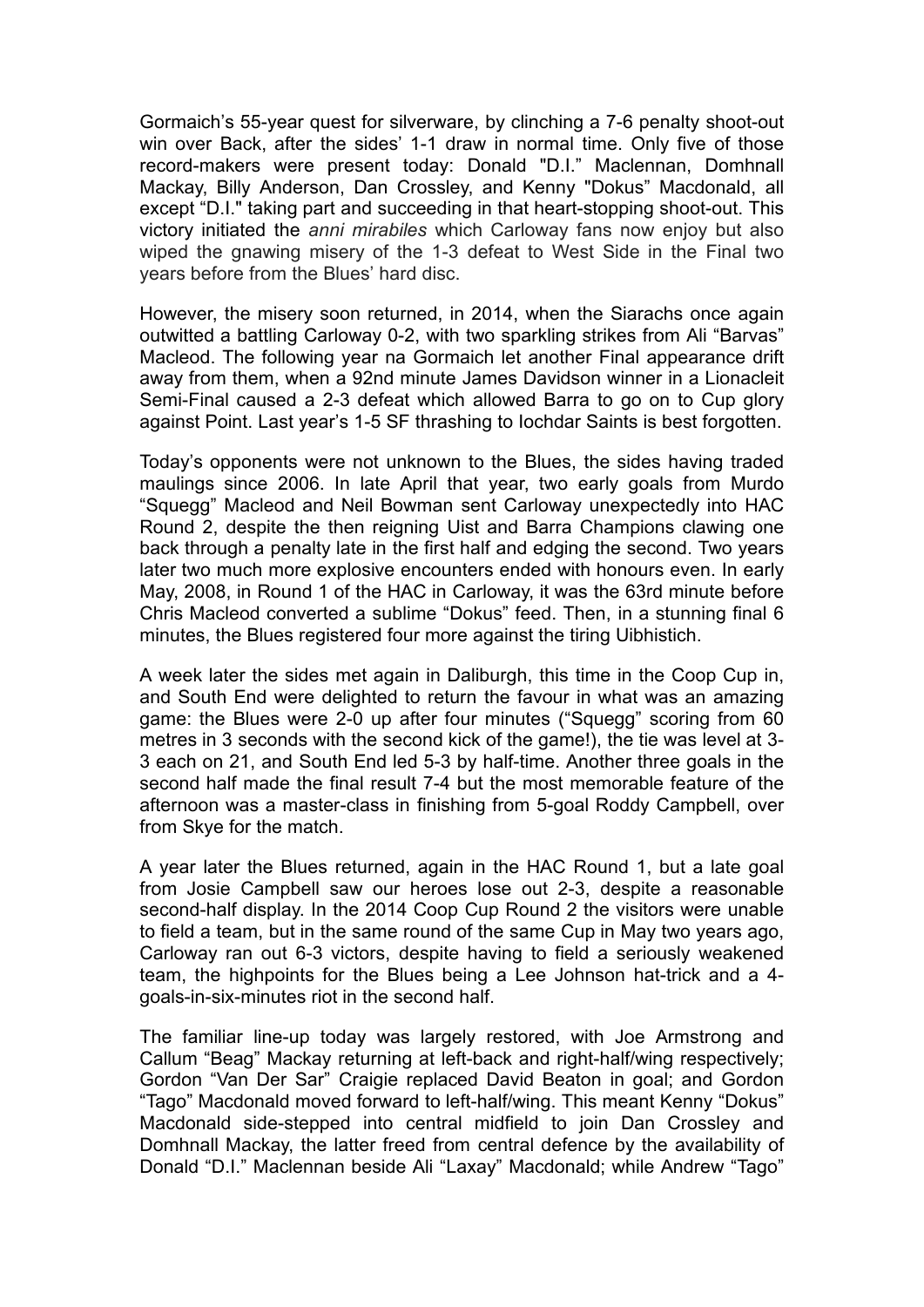Gormaich's 55-year quest for silverware, by clinching a 7-6 penalty shoot-out win over Back, after the sides' 1-1 draw in normal time. Only five of those record-makers were present today: Donald "D.I." Maclennan, Domhnall Mackay, Billy Anderson, Dan Crossley, and Kenny "Dokus" Macdonald, all except "D.I." taking part and succeeding in that heart-stopping shoot-out. This victory initiated the *anni mirabiles* which Carloway fans now enjoy but also wiped the gnawing misery of the 1-3 defeat to West Side in the Final two years before from the Blues' hard disc.

However, the misery soon returned, in 2014, when the Siarachs once again outwitted a battling Carloway 0-2, with two sparkling strikes from Ali "Barvas" Macleod. The following year na Gormaich let another Final appearance drift away from them, when a 92nd minute James Davidson winner in a Lionacleit Semi-Final caused a 2-3 defeat which allowed Barra to go on to Cup glory against Point. Last year's 1-5 SF thrashing to Iochdar Saints is best forgotten.

Today's opponents were not unknown to the Blues, the sides having traded maulings since 2006. In late April that year, two early goals from Murdo "Squegg" Macleod and Neil Bowman sent Carloway unexpectedly into HAC Round 2, despite the then reigning Uist and Barra Champions clawing one back through a penalty late in the first half and edging the second. Two years later two much more explosive encounters ended with honours even. In early May, 2008, in Round 1 of the HAC in Carloway, it was the 63rd minute before Chris Macleod converted a sublime "Dokus" feed. Then, in a stunning final 6 minutes, the Blues registered four more against the tiring Uibhistich.

A week later the sides met again in Daliburgh, this time in the Coop Cup in, and South End were delighted to return the favour in what was an amazing game: the Blues were 2-0 up after four minutes ("Squegg" scoring from 60 metres in 3 seconds with the second kick of the game!), the tie was level at 3-3 each on 21, and South End led 5-3 by half-time. Another three goals in the second half made the final result 7-4 but the most memorable feature of the afternoon was a master-class in finishing from 5-goal Roddy Campbell, over from Skye for the match.

A year later the Blues returned, again in the HAC Round 1, but a late goal from Josie Campbell saw our heroes lose out 2-3, despite a reasonable second-half display. In the 2014 Coop Cup Round 2 the visitors were unable to field a team, but in the same round of the same Cup in May two years ago, Carloway ran out 6-3 victors, despite having to field a seriously weakened team, the highpoints for the Blues being a Lee Johnson hat-trick and a 4-goals-in-six-minutes riot in the second half.

The familiar line-up today was largely restored, with Joe Armstrong and Callum "Beag" Mackay returning at left-back and right-half/wing respectively; Gordon "Van Der Sar" Craigie replaced David Beaton in goal; and Gordon "Tago" Macdonald moved forward to left-half/wing. This meant Kenny "Dokus" Macdonald side-stepped into central midfield to join Dan Crossley and Domhnall Mackay, the latter freed from central defence by the availability of Donald "D.I." Maclennan beside Ali "Laxay" Macdonald; while Andrew "Tago"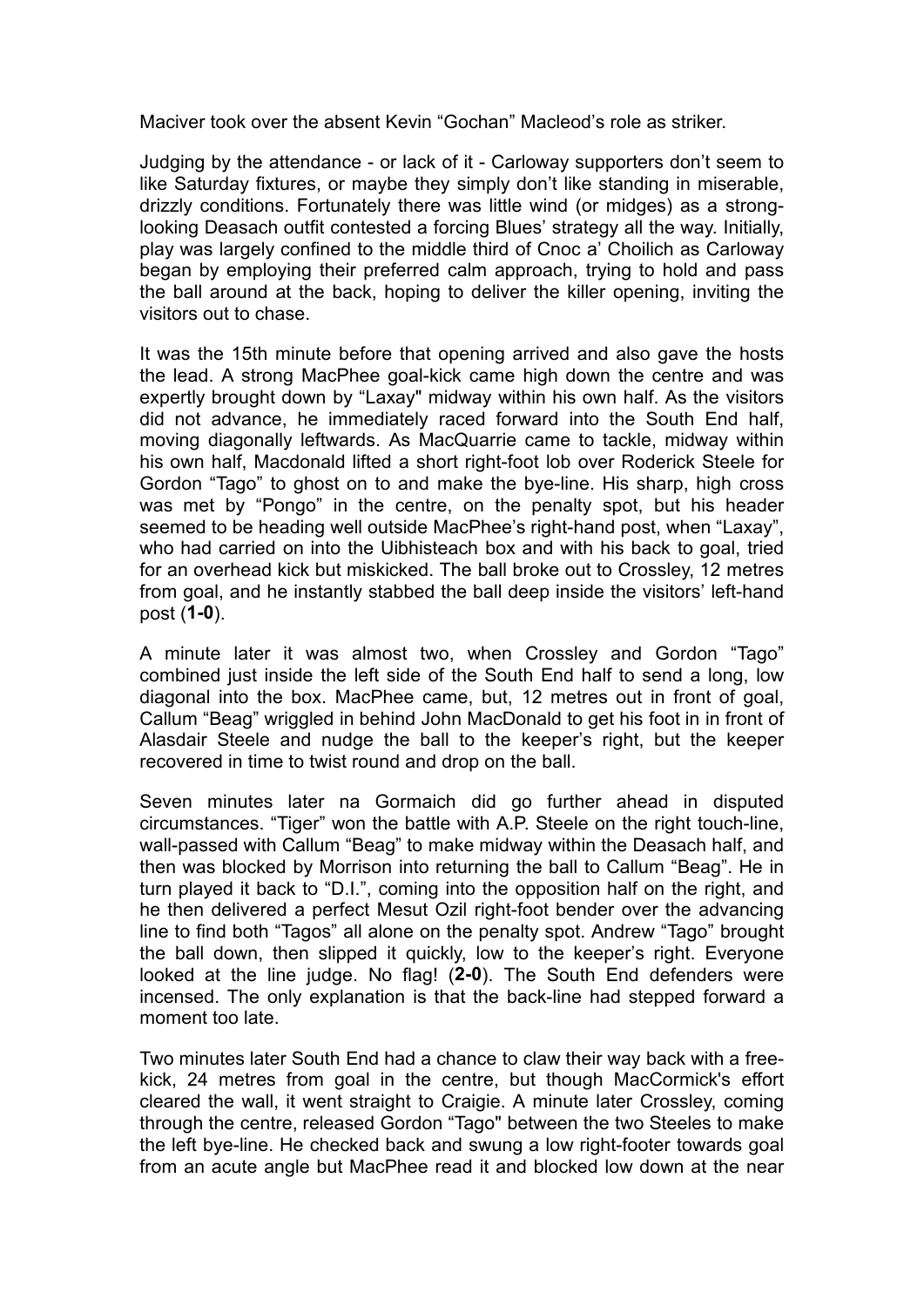Maciver took over the absent Kevin "Gochan" Macleod's role as striker.

Judging by the attendance - or lack of it - Carloway supporters don't seem to like Saturday fixtures, or maybe they simply don't like standing in miserable, drizzly conditions. Fortunately there was little wind (or midges) as a strong-looking Deasach outfit contested a forcing Blues' strategy all the way. Initially, play was largely confined to the middle third of Cnoc a' Choilich as Carloway began by employing their preferred calm approach, trying to hold and pass the ball around at the back, hoping to deliver the killer opening, inviting the visitors out to chase.

It was the 15th minute before that opening arrived and also gave the hosts the lead. A strong MacPhee goal-kick came high down the centre and was expertly brought down by "Laxay" midway within his own half. As the visitors did not advance, he immediately raced forward into the South End half, moving diagonally leftwards. As MacQuarrie came to tackle, midway within his own half, Macdonald lifted a short right-foot lob over Roderick Steele for Gordon "Tago" to ghost on to and make the bye-line. His sharp, high cross was met by "Pongo" in the centre, on the penalty spot, but his header seemed to be heading well outside MacPhee's right-hand post, when "Laxay", who had carried on into the Uibhisteach box and with his back to goal, tried for an overhead kick but miskicked. The ball broke out to Crossley, 12 metres from goal, and he instantly stabbed the ball deep inside the visitors' left-hand post (**1-0**).

A minute later it was almost two, when Crossley and Gordon "Tago" combined just inside the left side of the South End half to send a long, low diagonal into the box. MacPhee came, but, 12 metres out in front of goal, Callum "Beag" wriggled in behind John MacDonald to get his foot in in front of Alasdair Steele and nudge the ball to the keeper's right, but the keeper recovered in time to twist round and drop on the ball.

Seven minutes later na Gormaich did go further ahead in disputed circumstances. "Tiger" won the battle with A.P. Steele on the right touch-line, wall-passed with Callum "Beag" to make midway within the Deasach half, and then was blocked by Morrison into returning the ball to Callum "Beag". He in turn played it back to "D.I.", coming into the opposition half on the right, and he then delivered a perfect Mesut Ozil right-foot bender over the advancing line to find both "Tagos" all alone on the penalty spot. Andrew "Tago" brought the ball down, then slipped it quickly, low to the keeper's right. Everyone looked at the line judge. No flag! (**2-0**). The South End defenders were incensed. The only explanation is that the back-line had stepped forward a moment too late.

Two minutes later South End had a chance to claw their way back with a free-kick, 24 metres from goal in the centre, but though MacCormick's effort cleared the wall, it went straight to Craigie. A minute later Crossley, coming through the centre, released Gordon "Tago" between the two Steeles to make the left bye-line. He checked back and swung a low right-footer towards goal from an acute angle but MacPhee read it and blocked low down at the near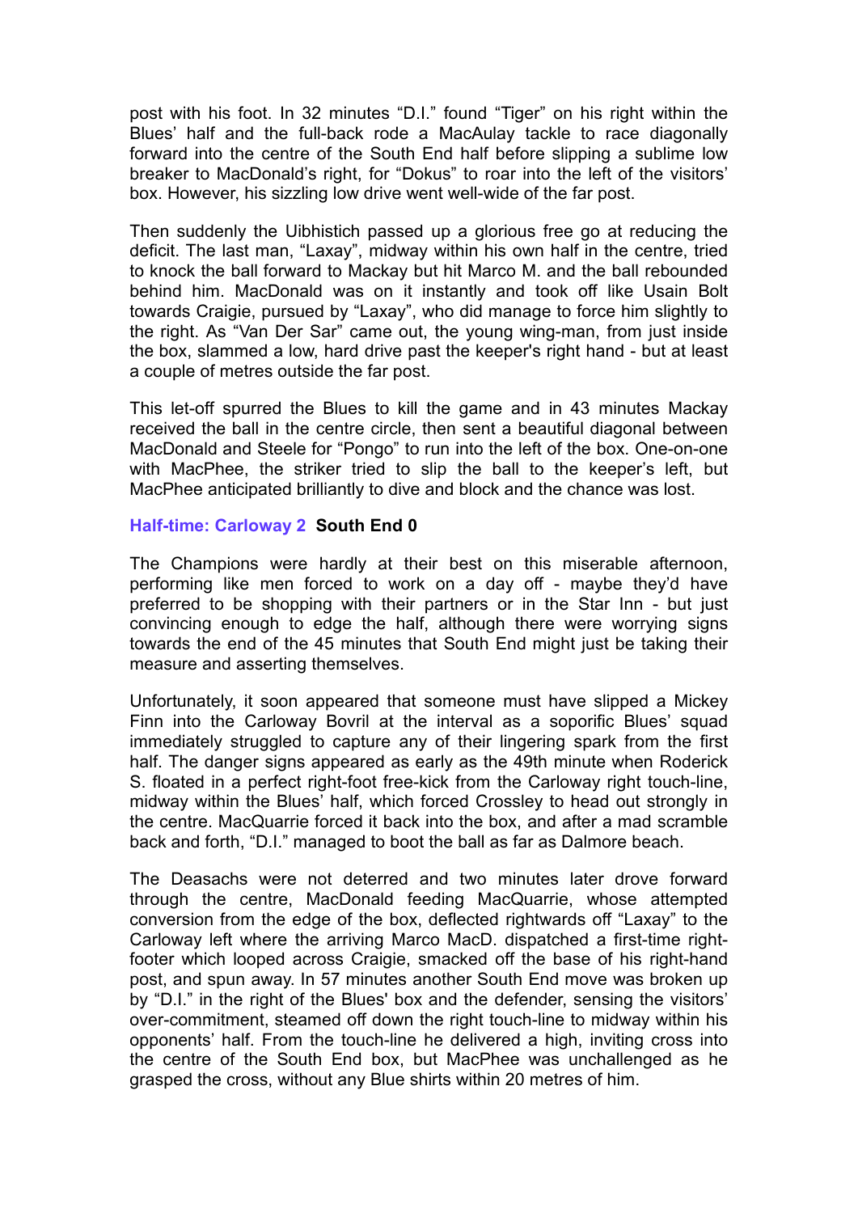post with his foot. In 32 minutes "D.I." found "Tiger" on his right within the Blues' half and the full-back rode a MacAulay tackle to race diagonally forward into the centre of the South End half before slipping a sublime low breaker to MacDonald's right, for "Dokus" to roar into the left of the visitors' box. However, his sizzling low drive went well-wide of the far post.

Then suddenly the Uibhistich passed up a glorious free go at reducing the deficit. The last man, "Laxay", midway within his own half in the centre, tried to knock the ball forward to Mackay but hit Marco M. and the ball rebounded behind him. MacDonald was on it instantly and took off like Usain Bolt towards Craigie, pursued by "Laxay", who did manage to force him slightly to the right. As "Van Der Sar" came out, the young wing-man, from just inside the box, slammed a low, hard drive past the keeper's right hand - but at least a couple of metres outside the far post.

This let-off spurred the Blues to kill the game and in 43 minutes Mackay received the ball in the centre circle, then sent a beautiful diagonal between MacDonald and Steele for "Pongo" to run into the left of the box. One-on-one with MacPhee, the striker tried to slip the ball to the keeper's left, but MacPhee anticipated brilliantly to dive and block and the chance was lost.

**Half-time: Carloway 2  South End 0**

The Champions were hardly at their best on this miserable afternoon, performing like men forced to work on a day off - maybe they'd have preferred to be shopping with their partners or in the Star Inn - but just convincing enough to edge the half, although there were worrying signs towards the end of the 45 minutes that South End might just be taking their measure and asserting themselves.

Unfortunately, it soon appeared that someone must have slipped a Mickey Finn into the Carloway Bovril at the interval as a soporific Blues' squad immediately struggled to capture any of their lingering spark from the first half. The danger signs appeared as early as the 49th minute when Roderick S. floated in a perfect right-foot free-kick from the Carloway right touch-line, midway within the Blues' half, which forced Crossley to head out strongly in the centre. MacQuarrie forced it back into the box, and after a mad scramble back and forth, "D.I." managed to boot the ball as far as Dalmore beach.

The Deasachs were not deterred and two minutes later drove forward through the centre, MacDonald feeding MacQuarrie, whose attempted conversion from the edge of the box, deflected rightwards off "Laxay" to the Carloway left where the arriving Marco MacD. dispatched a first-time right-footer which looped across Craigie, smacked off the base of his right-hand post, and spun away. In 57 minutes another South End move was broken up by "D.I." in the right of the Blues' box and the defender, sensing the visitors' over-commitment, steamed off down the right touch-line to midway within his opponents' half. From the touch-line he delivered a high, inviting cross into the centre of the South End box, but MacPhee was unchallenged as he grasped the cross, without any Blue shirts within 20 metres of him.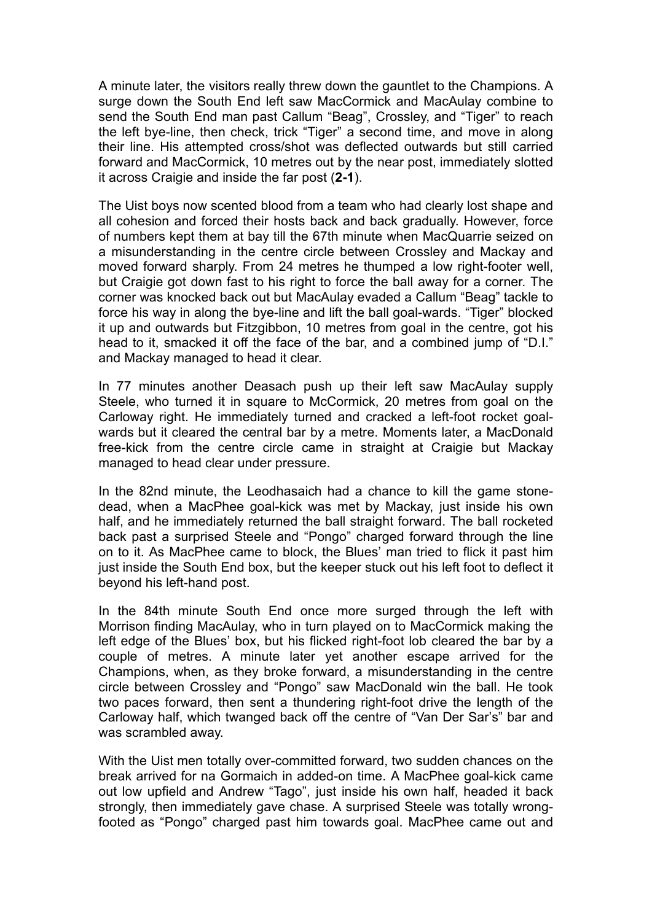A minute later, the visitors really threw down the gauntlet to the Champions. A surge down the South End left saw MacCormick and MacAulay combine to send the South End man past Callum "Beag", Crossley, and "Tiger" to reach the left bye-line, then check, trick "Tiger" a second time, and move in along their line. His attempted cross/shot was deflected outwards but still carried forward and MacCormick, 10 metres out by the near post, immediately slotted it across Craigie and inside the far post (**2-1**).

The Uist boys now scented blood from a team who had clearly lost shape and all cohesion and forced their hosts back and back gradually. However, force of numbers kept them at bay till the 67th minute when MacQuarrie seized on a misunderstanding in the centre circle between Crossley and Mackay and moved forward sharply. From 24 metres he thumped a low right-footer well, but Craigie got down fast to his right to force the ball away for a corner. The corner was knocked back out but MacAulay evaded a Callum "Beag" tackle to force his way in along the bye-line and lift the ball goal-wards. "Tiger" blocked it up and outwards but Fitzgibbon, 10 metres from goal in the centre, got his head to it, smacked it off the face of the bar, and a combined jump of "D.I." and Mackay managed to head it clear.

In 77 minutes another Deasach push up their left saw MacAulay supply Steele, who turned it in square to McCormick, 20 metres from goal on the Carloway right. He immediately turned and cracked a left-foot rocket goal-wards but it cleared the central bar by a metre. Moments later, a MacDonald free-kick from the centre circle came in straight at Craigie but Mackay managed to head clear under pressure.

In the 82nd minute, the Leodhasaich had a chance to kill the game stone-dead, when a MacPhee goal-kick was met by Mackay, just inside his own half, and he immediately returned the ball straight forward. The ball rocketed back past a surprised Steele and "Pongo" charged forward through the line on to it. As MacPhee came to block, the Blues' man tried to flick it past him just inside the South End box, but the keeper stuck out his left foot to deflect it beyond his left-hand post.

In the 84th minute South End once more surged through the left with Morrison finding MacAulay, who in turn played on to MacCormick making the left edge of the Blues' box, but his flicked right-foot lob cleared the bar by a couple of metres. A minute later yet another escape arrived for the Champions, when, as they broke forward, a misunderstanding in the centre circle between Crossley and "Pongo" saw MacDonald win the ball. He took two paces forward, then sent a thundering right-foot drive the length of the Carloway half, which twanged back off the centre of "Van Der Sar's" bar and was scrambled away.

With the Uist men totally over-committed forward, two sudden chances on the break arrived for na Gormaich in added-on time. A MacPhee goal-kick came out low upfield and Andrew "Tago", just inside his own half, headed it back strongly, then immediately gave chase. A surprised Steele was totally wrong-footed as "Pongo" charged past him towards goal. MacPhee came out and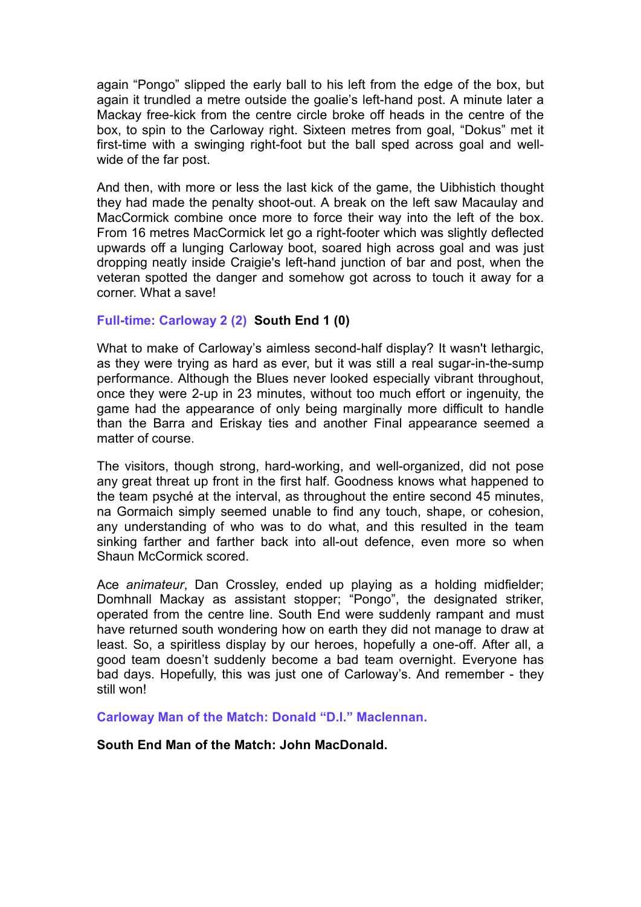again "Pongo" slipped the early ball to his left from the edge of the box, but again it trundled a metre outside the goalie's left-hand post. A minute later a Mackay free-kick from the centre circle broke off heads in the centre of the box, to spin to the Carloway right. Sixteen metres from goal, "Dokus" met it first-time with a swinging right-foot but the ball sped across goal and well-wide of the far post.

And then, with more or less the last kick of the game, the Uibhistich thought they had made the penalty shoot-out. A break on the left saw Macaulay and MacCormick combine once more to force their way into the left of the box. From 16 metres MacCormick let go a right-footer which was slightly deflected upwards off a lunging Carloway boot, soared high across goal and was just dropping neatly inside Craigie's left-hand junction of bar and post, when the veteran spotted the danger and somehow got across to touch it away for a corner. What a save!

**Full-time: Carloway 2 (2) South End 1 (0)**

What to make of Carloway's aimless second-half display? It wasn't lethargic, as they were trying as hard as ever, but it was still a real sugar-in-the-sump performance. Although the Blues never looked especially vibrant throughout, once they were 2-up in 23 minutes, without too much effort or ingenuity, the game had the appearance of only being marginally more difficult to handle than the Barra and Eriskay ties and another Final appearance seemed a matter of course.

The visitors, though strong, hard-working, and well-organized, did not pose any great threat up front in the first half. Goodness knows what happened to the team psyché at the interval, as throughout the entire second 45 minutes, na Gormaich simply seemed unable to find any touch, shape, or cohesion, any understanding of who was to do what, and this resulted in the team sinking farther and farther back into all-out defence, even more so when Shaun McCormick scored.

Ace *animateur*, Dan Crossley, ended up playing as a holding midfielder; Domhnall Mackay as assistant stopper; "Pongo", the designated striker, operated from the centre line. South End were suddenly rampant and must have returned south wondering how on earth they did not manage to draw at least. So, a spiritless display by our heroes, hopefully a one-off. After all, a good team doesn't suddenly become a bad team overnight. Everyone has bad days. Hopefully, this was just one of Carloway's. And remember - they still won!

**Carloway Man of the Match: Donald "D.I." Maclennan.**

**South End Man of the Match: John MacDonald.**